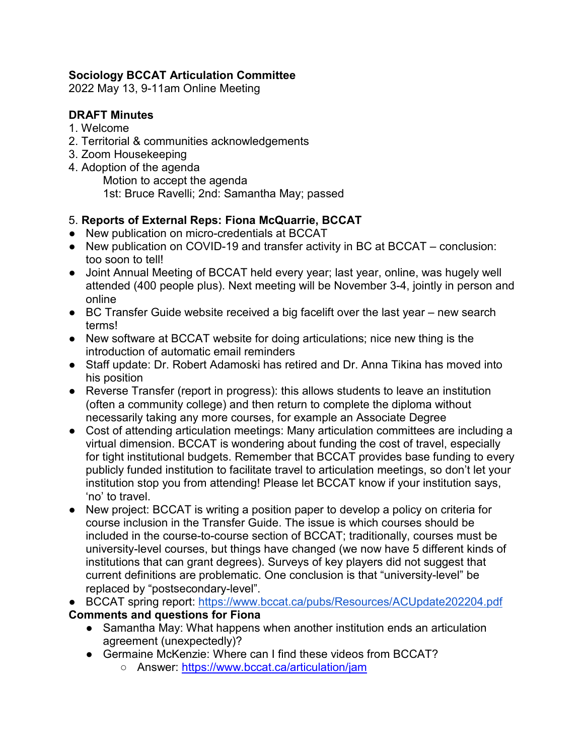**Sociology BCCAT Articulation Committee**
2022 May 13, 9-11am Online Meeting

**DRAFT Minutes**

1. Welcome
2. Territorial & communities acknowledgements
3. Zoom Housekeeping
4. Adoption of the agenda
   Motion to accept the agenda
   1st: Bruce Ravelli; 2nd: Samantha May; passed

5. **Reports of External Reps: Fiona McQuarrie, BCCAT**

- New publication on micro-credentials at BCCAT
- New publication on COVID-19 and transfer activity in BC at BCCAT – conclusion: too soon to tell!
- Joint Annual Meeting of BCCAT held every year; last year, online, was hugely well attended (400 people plus). Next meeting will be November 3-4, jointly in person and online
- BC Transfer Guide website received a big facelift over the last year – new search terms!
- New software at BCCAT website for doing articulations; nice new thing is the introduction of automatic email reminders
- Staff update: Dr. Robert Adamoski has retired and Dr. Anna Tikina has moved into his position
- Reverse Transfer (report in progress): this allows students to leave an institution (often a community college) and then return to complete the diploma without necessarily taking any more courses, for example an Associate Degree
- Cost of attending articulation meetings: Many articulation committees are including a virtual dimension. BCCAT is wondering about funding the cost of travel, especially for tight institutional budgets. Remember that BCCAT provides base funding to every publicly funded institution to facilitate travel to articulation meetings, so don't let your institution stop you from attending! Please let BCCAT know if your institution says, 'no' to travel.
- New project: BCCAT is writing a position paper to develop a policy on criteria for course inclusion in the Transfer Guide. The issue is which courses should be included in the course-to-course section of BCCAT; traditionally, courses must be university-level courses, but things have changed (we now have 5 different kinds of institutions that can grant degrees). Surveys of key players did not suggest that current definitions are problematic. One conclusion is that "university-level" be replaced by "postsecondary-level".
- BCCAT spring report: https://www.bccat.ca/pubs/Resources/ACUpdate202204.pdf

**Comments and questions for Fiona**

- Samantha May: What happens when another institution ends an articulation agreement (unexpectedly)?
- Germaine McKenzie: Where can I find these videos from BCCAT?
  - Answer: https://www.bccat.ca/articulation/jam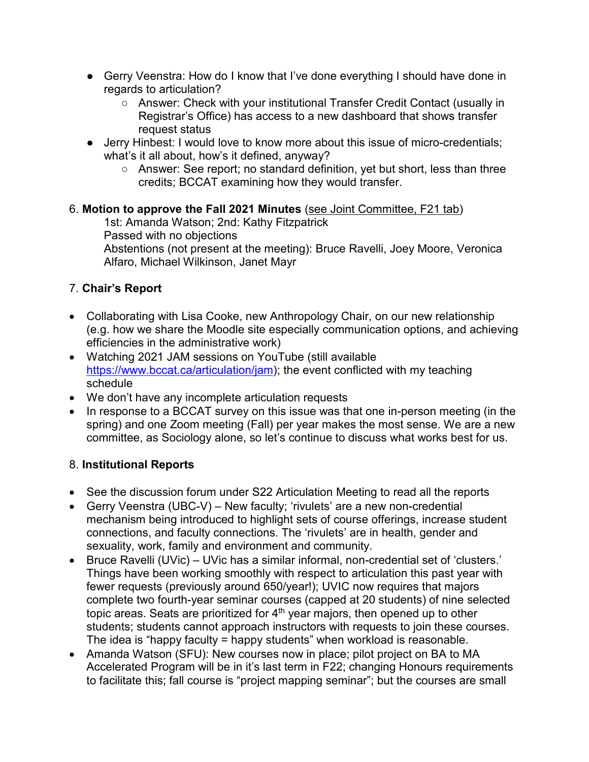- Gerry Veenstra: How do I know that I've done everything I should have done in regards to articulation?
  - Answer: Check with your institutional Transfer Credit Contact (usually in Registrar's Office) has access to a new dashboard that shows transfer request status
- Jerry Hinbest: I would love to know more about this issue of micro-credentials; what's it all about, how's it defined, anyway?
  - Answer: See report; no standard definition, yet but short, less than three credits; BCCAT examining how they would transfer.

6. **Motion to approve the Fall 2021 Minutes** (see Joint Committee, F21 tab)

   1st: Amanda Watson; 2nd: Kathy Fitzpatrick
   Passed with no objections
   Abstentions (not present at the meeting): Bruce Ravelli, Joey Moore, Veronica Alfaro, Michael Wilkinson, Janet Mayr

7. **Chair's Report**

- Collaborating with Lisa Cooke, new Anthropology Chair, on our new relationship (e.g. how we share the Moodle site especially communication options, and achieving efficiencies in the administrative work)
- Watching 2021 JAM sessions on YouTube (still available https://www.bccat.ca/articulation/jam); the event conflicted with my teaching schedule
- We don't have any incomplete articulation requests
- In response to a BCCAT survey on this issue was that one in-person meeting (in the spring) and one Zoom meeting (Fall) per year makes the most sense. We are a new committee, as Sociology alone, so let's continue to discuss what works best for us.

8. **Institutional Reports**

- See the discussion forum under S22 Articulation Meeting to read all the reports
- Gerry Veenstra (UBC-V) – New faculty; 'rivulets' are a new non-credential mechanism being introduced to highlight sets of course offerings, increase student connections, and faculty connections. The 'rivulets' are in health, gender and sexuality, work, family and environment and community.
- Bruce Ravelli (UVic) – UVic has a similar informal, non-credential set of 'clusters.' Things have been working smoothly with respect to articulation this past year with fewer requests (previously around 650/year!); UVIC now requires that majors complete two fourth-year seminar courses (capped at 20 students) of nine selected topic areas. Seats are prioritized for 4th year majors, then opened up to other students; students cannot approach instructors with requests to join these courses. The idea is "happy faculty = happy students" when workload is reasonable.
- Amanda Watson (SFU): New courses now in place; pilot project on BA to MA Accelerated Program will be in it's last term in F22; changing Honours requirements to facilitate this; fall course is "project mapping seminar"; but the courses are small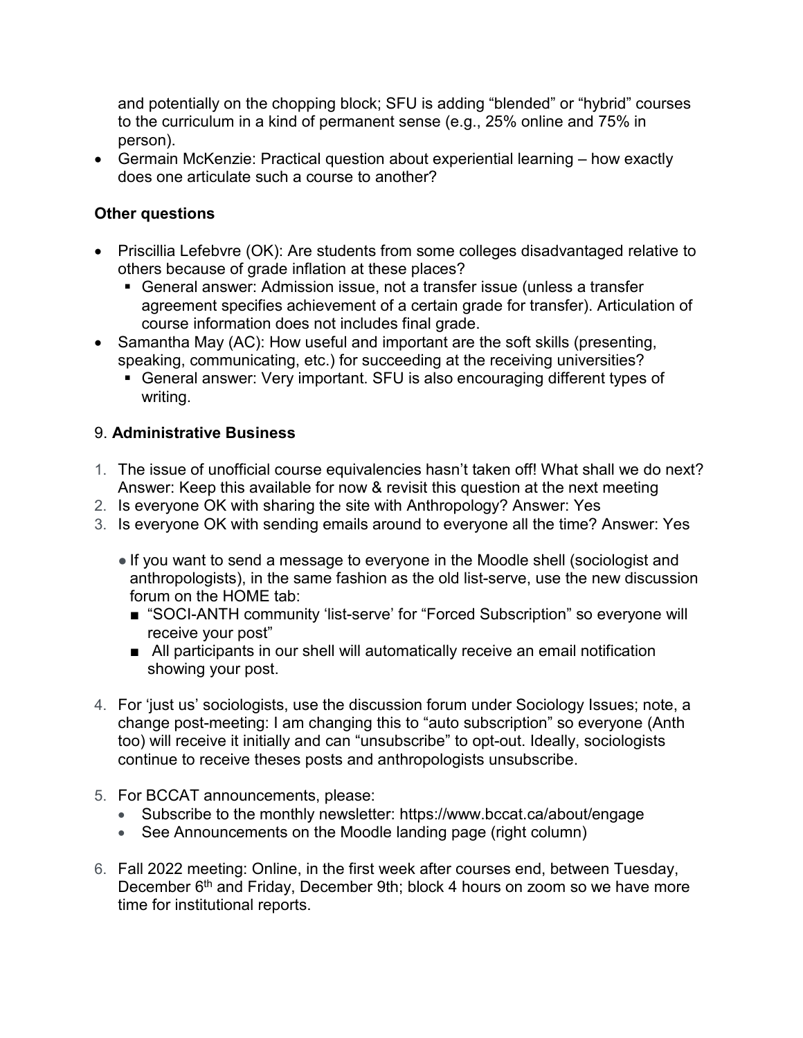and potentially on the chopping block; SFU is adding “blended” or “hybrid” courses to the curriculum in a kind of permanent sense (e.g., 25% online and 75% in person).

- Germain McKenzie: Practical question about experiential learning – how exactly does one articulate such a course to another?

**Other questions**

- Priscillia Lefebvre (OK): Are students from some colleges disadvantaged relative to others because of grade inflation at these places?
  - General answer: Admission issue, not a transfer issue (unless a transfer agreement specifies achievement of a certain grade for transfer). Articulation of course information does not includes final grade.
- Samantha May (AC): How useful and important are the soft skills (presenting, speaking, communicating, etc.) for succeeding at the receiving universities?
  - General answer: Very important. SFU is also encouraging different types of writing.

## 9. **Administrative Business**

1. The issue of unofficial course equivalencies hasn’t taken off! What shall we do next? Answer: Keep this available for now & revisit this question at the next meeting
2. Is everyone OK with sharing the site with Anthropology? Answer: Yes
3. Is everyone OK with sending emails around to everyone all the time? Answer: Yes
   - If you want to send a message to everyone in the Moodle shell (sociologist and anthropologists), in the same fashion as the old list-serve, use the new discussion forum on the HOME tab:
     - “SOCI-ANTH community ‘list-serve’ for “Forced Subscription” so everyone will receive your post”
     - All participants in our shell will automatically receive an email notification showing your post.
4. For ‘just us’ sociologists, use the discussion forum under Sociology Issues; note, a change post-meeting: I am changing this to “auto subscription” so everyone (Anth too) will receive it initially and can “unsubscribe” to opt-out. Ideally, sociologists continue to receive theses posts and anthropologists unsubscribe.
5. For BCCAT announcements, please:
   - Subscribe to the monthly newsletter: https://www.bccat.ca/about/engage
   - See Announcements on the Moodle landing page (right column)
6. Fall 2022 meeting: Online, in the first week after courses end, between Tuesday, December 6th and Friday, December 9th; block 4 hours on zoom so we have more time for institutional reports.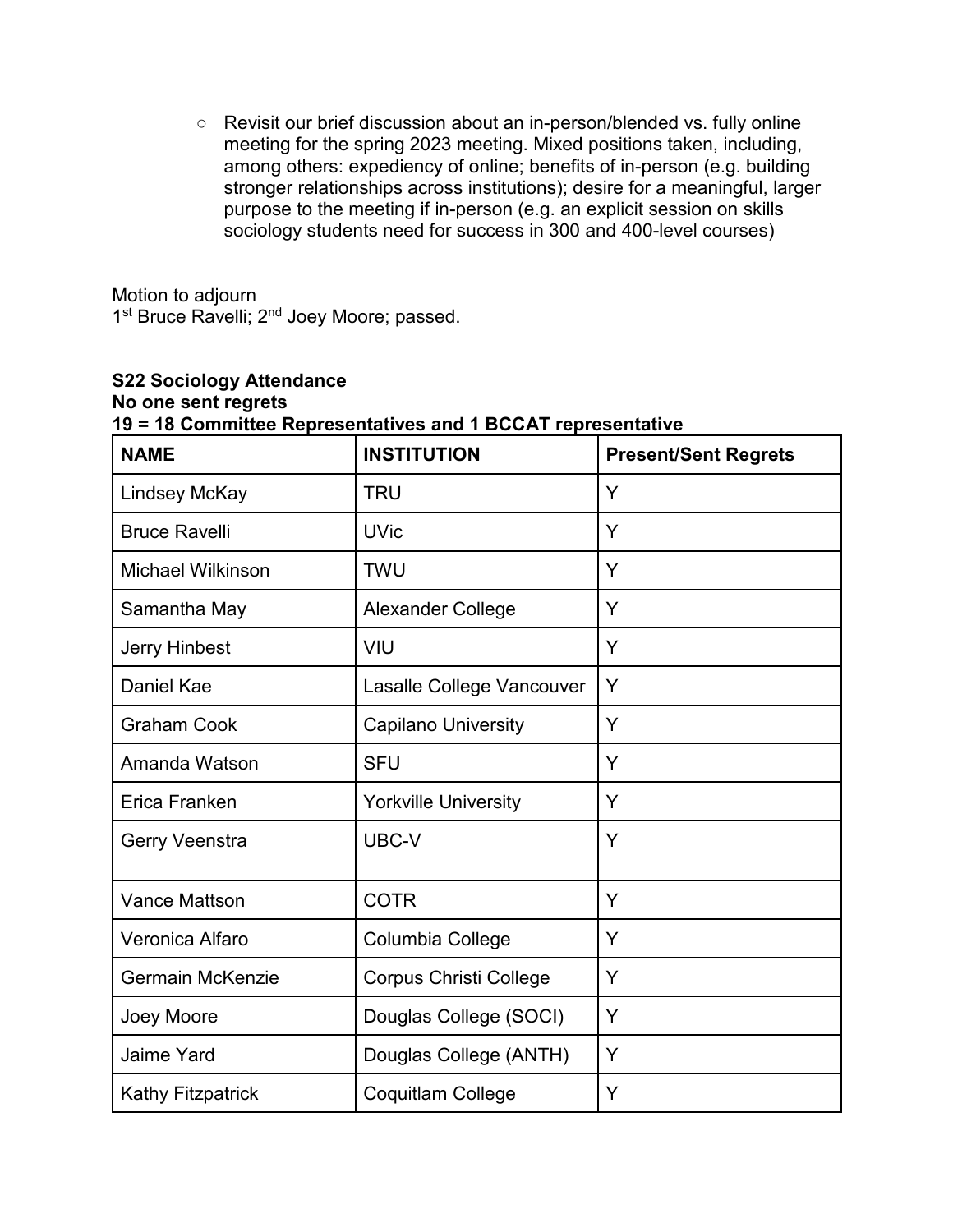- Revisit our brief discussion about an in-person/blended vs. fully online meeting for the spring 2023 meeting. Mixed positions taken, including, among others: expediency of online; benefits of in-person (e.g. building stronger relationships across institutions); desire for a meaningful, larger purpose to the meeting if in-person (e.g. an explicit session on skills sociology students need for success in 300 and 400-level courses)

Motion to adjourn
1st Bruce Ravelli; 2nd Joey Moore; passed.

**S22 Sociology Attendance**
**No one sent regrets**
**19 = 18 Committee Representatives and 1 BCCAT representative**

| NAME | INSTITUTION | Present/Sent Regrets |
|---|---|---|
| Lindsey McKay | TRU | Y |
| Bruce Ravelli | UVic | Y |
| Michael Wilkinson | TWU | Y |
| Samantha May | Alexander College | Y |
| Jerry Hinbest | VIU | Y |
| Daniel Kae | Lasalle College Vancouver | Y |
| Graham Cook | Capilano University | Y |
| Amanda Watson | SFU | Y |
| Erica Franken | Yorkville University | Y |
| Gerry Veenstra | UBC-V | Y |
| Vance Mattson | COTR | Y |
| Veronica Alfaro | Columbia College | Y |
| Germain McKenzie | Corpus Christi College | Y |
| Joey Moore | Douglas College (SOCI) | Y |
| Jaime Yard | Douglas College (ANTH) | Y |
| Kathy Fitzpatrick | Coquitlam College | Y |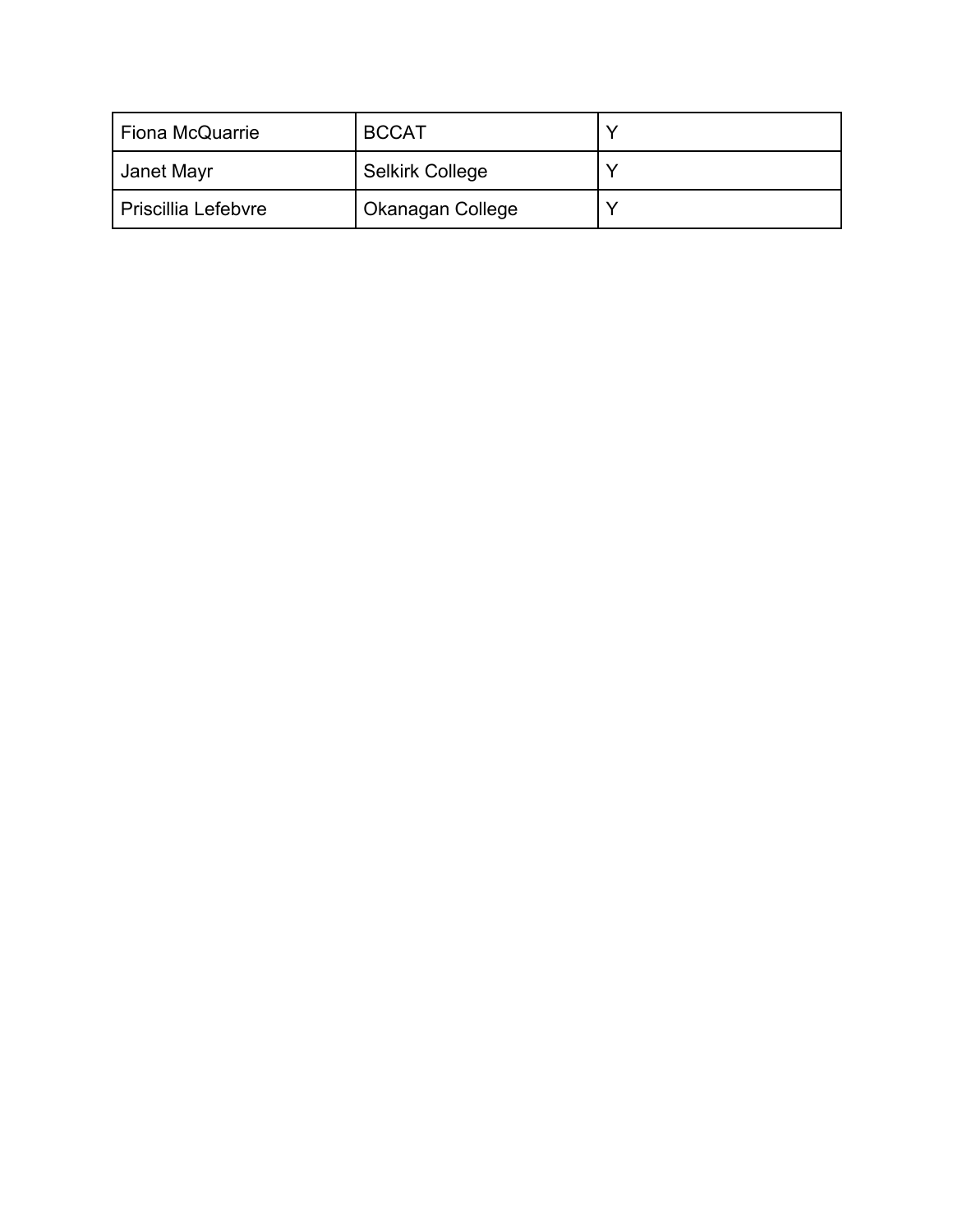| | | |
|---|---|---|
| Fiona McQuarrie | BCCAT | Y |
| Janet Mayr | Selkirk College | Y |
| Priscillia Lefebvre | Okanagan College | Y |